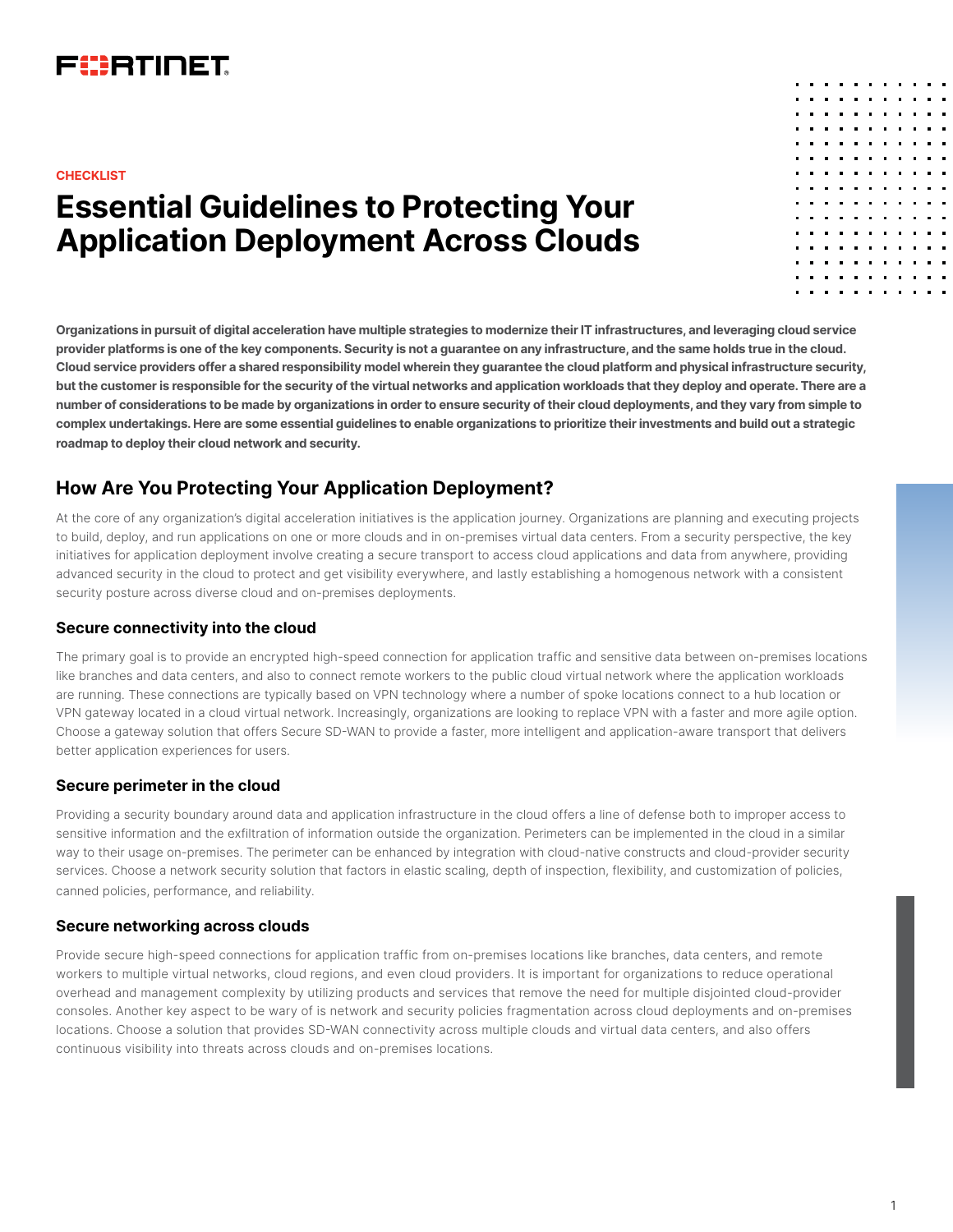CHECKLIST

# Essential Guidelines to Protecting Your Application Deployment Across Clouds

**Organizations in pursuit of digital acceleration have multiple strategies to modernize their IT infrastructures, and leveraging cloud service provider platforms is one of the key components. Security is not a guarantee on any infrastructure, and the same holds true in the cloud. Cloud service providers offer a shared responsibility model wherein they guarantee the cloud platform and physical infrastructure security, but the customer is responsible for the security of the virtual networks and application workloads that they deploy and operate. There are a number of considerations to be made by organizations in order to ensure security of their cloud deployments, and they vary from simple to complex undertakings. Here are some essential guidelines to enable organizations to prioritize their investments and build out a strategic roadmap to deploy their cloud network and security.**

## How Are You Protecting Your Application Deployment?

At the core of any organization's digital acceleration initiatives is the application journey. Organizations are planning and executing projects to build, deploy, and run applications on one or more clouds and in on-premises virtual data centers. From a security perspective, the key initiatives for application deployment involve creating a secure transport to access cloud applications and data from anywhere, providing advanced security in the cloud to protect and get visibility everywhere, and lastly establishing a homogenous network with a consistent security posture across diverse cloud and on-premises deployments.

### Secure connectivity into the cloud

The primary goal is to provide an encrypted high-speed connection for application traffic and sensitive data between on-premises locations like branches and data centers, and also to connect remote workers to the public cloud virtual network where the application workloads are running. These connections are typically based on VPN technology where a number of spoke locations connect to a hub location or VPN gateway located in a cloud virtual network. Increasingly, organizations are looking to replace VPN with a faster and more agile option. Choose a gateway solution that offers Secure SD-WAN to provide a faster, more intelligent and application-aware transport that delivers better application experiences for users.

### Secure perimeter in the cloud

Providing a security boundary around data and application infrastructure in the cloud offers a line of defense both to improper access to sensitive information and the exfiltration of information outside the organization. Perimeters can be implemented in the cloud in a similar way to their usage on-premises. The perimeter can be enhanced by integration with cloud-native constructs and cloud-provider security services. Choose a network security solution that factors in elastic scaling, depth of inspection, flexibility, and customization of policies, canned policies, performance, and reliability.

### Secure networking across clouds

Provide secure high-speed connections for application traffic from on-premises locations like branches, data centers, and remote workers to multiple virtual networks, cloud regions, and even cloud providers. It is important for organizations to reduce operational overhead and management complexity by utilizing products and services that remove the need for multiple disjointed cloud-provider consoles. Another key aspect to be wary of is network and security policies fragmentation across cloud deployments and on-premises locations. Choose a solution that provides SD-WAN connectivity across multiple clouds and virtual data centers, and also offers continuous visibility into threats across clouds and on-premises locations.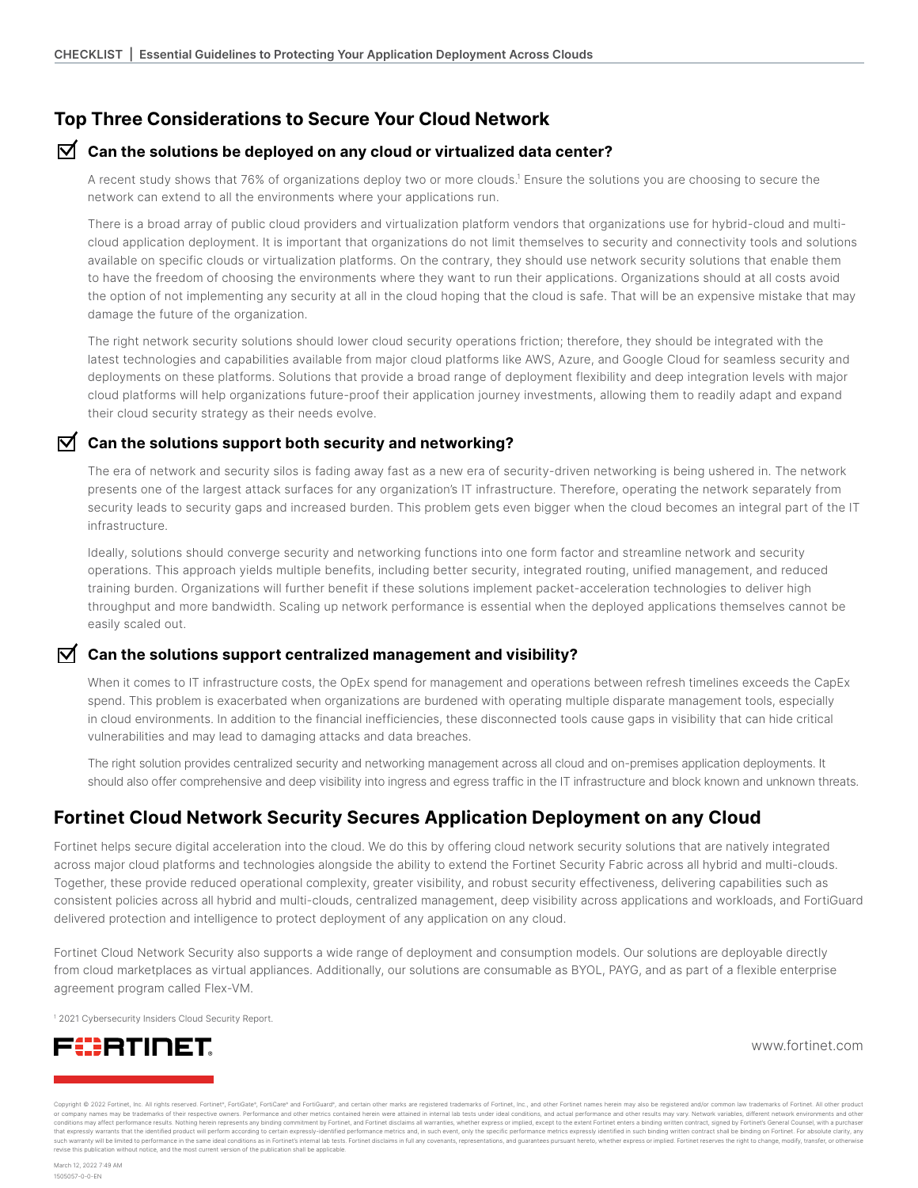## Top Three Considerations to Secure Your Cloud Network

### ☑ Can the solutions be deployed on any cloud or virtualized data center?

A recent study shows that 76% of organizations deploy two or more clouds.[1] Ensure the solutions you are choosing to secure the network can extend to all the environments where your applications run.

There is a broad array of public cloud providers and virtualization platform vendors that organizations use for hybrid-cloud and multi-cloud application deployment. It is important that organizations do not limit themselves to security and connectivity tools and solutions available on specific clouds or virtualization platforms. On the contrary, they should use network security solutions that enable them to have the freedom of choosing the environments where they want to run their applications. Organizations should at all costs avoid the option of not implementing any security at all in the cloud hoping that the cloud is safe. That will be an expensive mistake that may damage the future of the organization.

The right network security solutions should lower cloud security operations friction; therefore, they should be integrated with the latest technologies and capabilities available from major cloud platforms like AWS, Azure, and Google Cloud for seamless security and deployments on these platforms. Solutions that provide a broad range of deployment flexibility and deep integration levels with major cloud platforms will help organizations future-proof their application journey investments, allowing them to readily adapt and expand their cloud security strategy as their needs evolve.

### ☑ Can the solutions support both security and networking?

The era of network and security silos is fading away fast as a new era of security-driven networking is being ushered in. The network presents one of the largest attack surfaces for any organization's IT infrastructure. Therefore, operating the network separately from security leads to security gaps and increased burden. This problem gets even bigger when the cloud becomes an integral part of the IT infrastructure.

Ideally, solutions should converge security and networking functions into one form factor and streamline network and security operations. This approach yields multiple benefits, including better security, integrated routing, unified management, and reduced training burden. Organizations will further benefit if these solutions implement packet-acceleration technologies to deliver high throughput and more bandwidth. Scaling up network performance is essential when the deployed applications themselves cannot be easily scaled out.

### ☑ Can the solutions support centralized management and visibility?

When it comes to IT infrastructure costs, the OpEx spend for management and operations between refresh timelines exceeds the CapEx spend. This problem is exacerbated when organizations are burdened with operating multiple disparate management tools, especially in cloud environments. In addition to the financial inefficiencies, these disconnected tools cause gaps in visibility that can hide critical vulnerabilities and may lead to damaging attacks and data breaches.

The right solution provides centralized security and networking management across all cloud and on-premises application deployments. It should also offer comprehensive and deep visibility into ingress and egress traffic in the IT infrastructure and block known and unknown threats.

## Fortinet Cloud Network Security Secures Application Deployment on any Cloud

Fortinet helps secure digital acceleration into the cloud. We do this by offering cloud network security solutions that are natively integrated across major cloud platforms and technologies alongside the ability to extend the Fortinet Security Fabric across all hybrid and multi-clouds. Together, these provide reduced operational complexity, greater visibility, and robust security effectiveness, delivering capabilities such as consistent policies across all hybrid and multi-clouds, centralized management, deep visibility across applications and workloads, and FortiGuard delivered protection and intelligence to protect deployment of any application on any cloud.

Fortinet Cloud Network Security also supports a wide range of deployment and consumption models. Our solutions are deployable directly from cloud marketplaces as virtual appliances. Additionally, our solutions are consumable as BYOL, PAYG, and as part of a flexible enterprise agreement program called Flex-VM.

[1] 2021 Cybersecurity Insiders Cloud Security Report.

www.fortinet.com

Copyright © 2022 Fortinet, Inc. All rights reserved. Fortinet®, FortiGate®, FortiCare® and FortiGuard®, and certain other marks are registered trademarks of Fortinet, Inc., and other Fortinet names herein may also be registered and/or common law trademarks of Fortinet. All other product or company names may be trademarks of their respective owners. Performance and other metrics contained herein were attained in internal lab tests under ideal conditions, and actual performance and other results may vary. Network variables, different network environments and other conditions may affect performance results. Nothing herein represents any binding commitment by Fortinet, and Fortinet disclaims all warranties, whether express or implied, except to the extent Fortinet enters a binding written contract, signed by Fortinet's General Counsel, with a purchaser that expressly warrants that the identified product will perform according to certain expressly-identified performance metrics and, in such event, only the specific performance metrics expressly identified in such binding written contract shall be binding on Fortinet. For absolute clarity, any such warranty will be limited to performance in the same ideal conditions as in Fortinet's internal lab tests. Fortinet disclaims in full any covenants, representations, and guarantees pursuant hereto, whether express or implied. Fortinet reserves the right to change, modify, transfer, or otherwise revise this publication without notice, and the most current version of the publication shall be applicable.

March 12, 2022 7:49 AM
1505057-0-0-EN